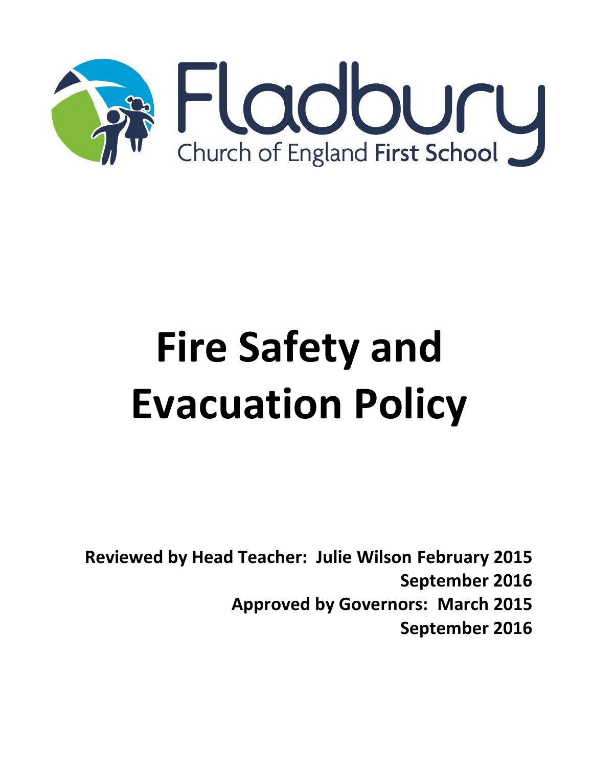Fladbury

Church of England First School

# Fire Safety and Evacuation Policy

**Reviewed by Head Teacher: Julie Wilson February 2015**
**September 2016**
**Approved by Governors: March 2015**
**September 2016**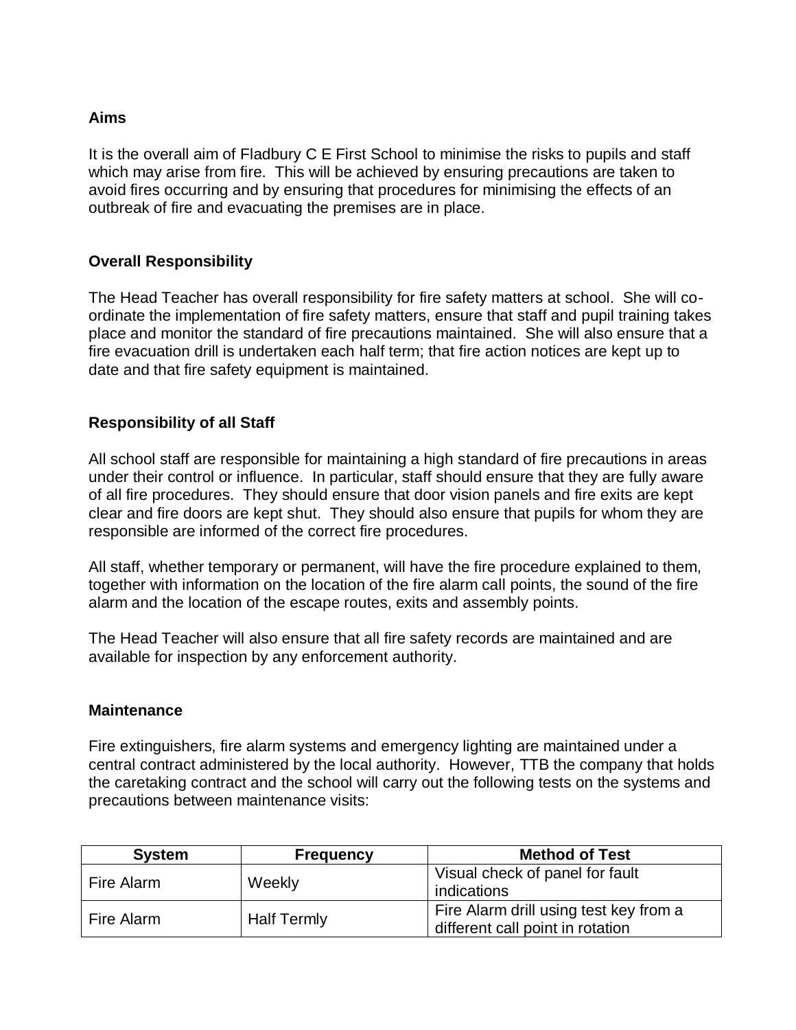## Aims

It is the overall aim of Fladbury C E First School to minimise the risks to pupils and staff which may arise from fire. This will be achieved by ensuring precautions are taken to avoid fires occurring and by ensuring that procedures for minimising the effects of an outbreak of fire and evacuating the premises are in place.

## Overall Responsibility

The Head Teacher has overall responsibility for fire safety matters at school. She will co-ordinate the implementation of fire safety matters, ensure that staff and pupil training takes place and monitor the standard of fire precautions maintained. She will also ensure that a fire evacuation drill is undertaken each half term; that fire action notices are kept up to date and that fire safety equipment is maintained.

## Responsibility of all Staff

All school staff are responsible for maintaining a high standard of fire precautions in areas under their control or influence. In particular, staff should ensure that they are fully aware of all fire procedures. They should ensure that door vision panels and fire exits are kept clear and fire doors are kept shut. They should also ensure that pupils for whom they are responsible are informed of the correct fire procedures.

All staff, whether temporary or permanent, will have the fire procedure explained to them, together with information on the location of the fire alarm call points, the sound of the fire alarm and the location of the escape routes, exits and assembly points.

The Head Teacher will also ensure that all fire safety records are maintained and are available for inspection by any enforcement authority.

## Maintenance

Fire extinguishers, fire alarm systems and emergency lighting are maintained under a central contract administered by the local authority. However, TTB the company that holds the caretaking contract and the school will carry out the following tests on the systems and precautions between maintenance visits:

| System | Frequency | Method of Test |
|---|---|---|
| Fire Alarm | Weekly | Visual check of panel for fault indications |
| Fire Alarm | Half Termly | Fire Alarm drill using test key from a different call point in rotation |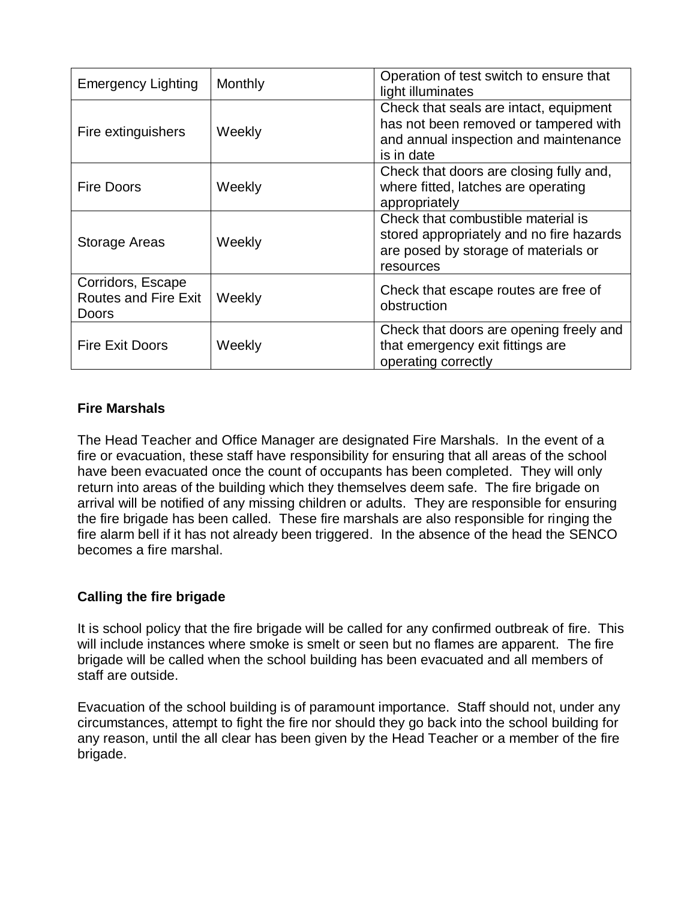| Emergency Lighting | Monthly | Operation of test switch to ensure that light illuminates |
|---|---|---|
| Fire extinguishers | Weekly | Check that seals are intact, equipment has not been removed or tampered with and annual inspection and maintenance is in date |
| Fire Doors | Weekly | Check that doors are closing fully and, where fitted, latches are operating appropriately |
| Storage Areas | Weekly | Check that combustible material is stored appropriately and no fire hazards are posed by storage of materials or resources |
| Corridors, Escape Routes and Fire Exit Doors | Weekly | Check that escape routes are free of obstruction |
| Fire Exit Doors | Weekly | Check that doors are opening freely and that emergency exit fittings are operating correctly |

**Fire Marshals**

The Head Teacher and Office Manager are designated Fire Marshals. In the event of a fire or evacuation, these staff have responsibility for ensuring that all areas of the school have been evacuated once the count of occupants has been completed. They will only return into areas of the building which they themselves deem safe. The fire brigade on arrival will be notified of any missing children or adults. They are responsible for ensuring the fire brigade has been called. These fire marshals are also responsible for ringing the fire alarm bell if it has not already been triggered. In the absence of the head the SENCO becomes a fire marshal.

**Calling the fire brigade**

It is school policy that the fire brigade will be called for any confirmed outbreak of fire. This will include instances where smoke is smelt or seen but no flames are apparent. The fire brigade will be called when the school building has been evacuated and all members of staff are outside.

Evacuation of the school building is of paramount importance. Staff should not, under any circumstances, attempt to fight the fire nor should they go back into the school building for any reason, until the all clear has been given by the Head Teacher or a member of the fire brigade.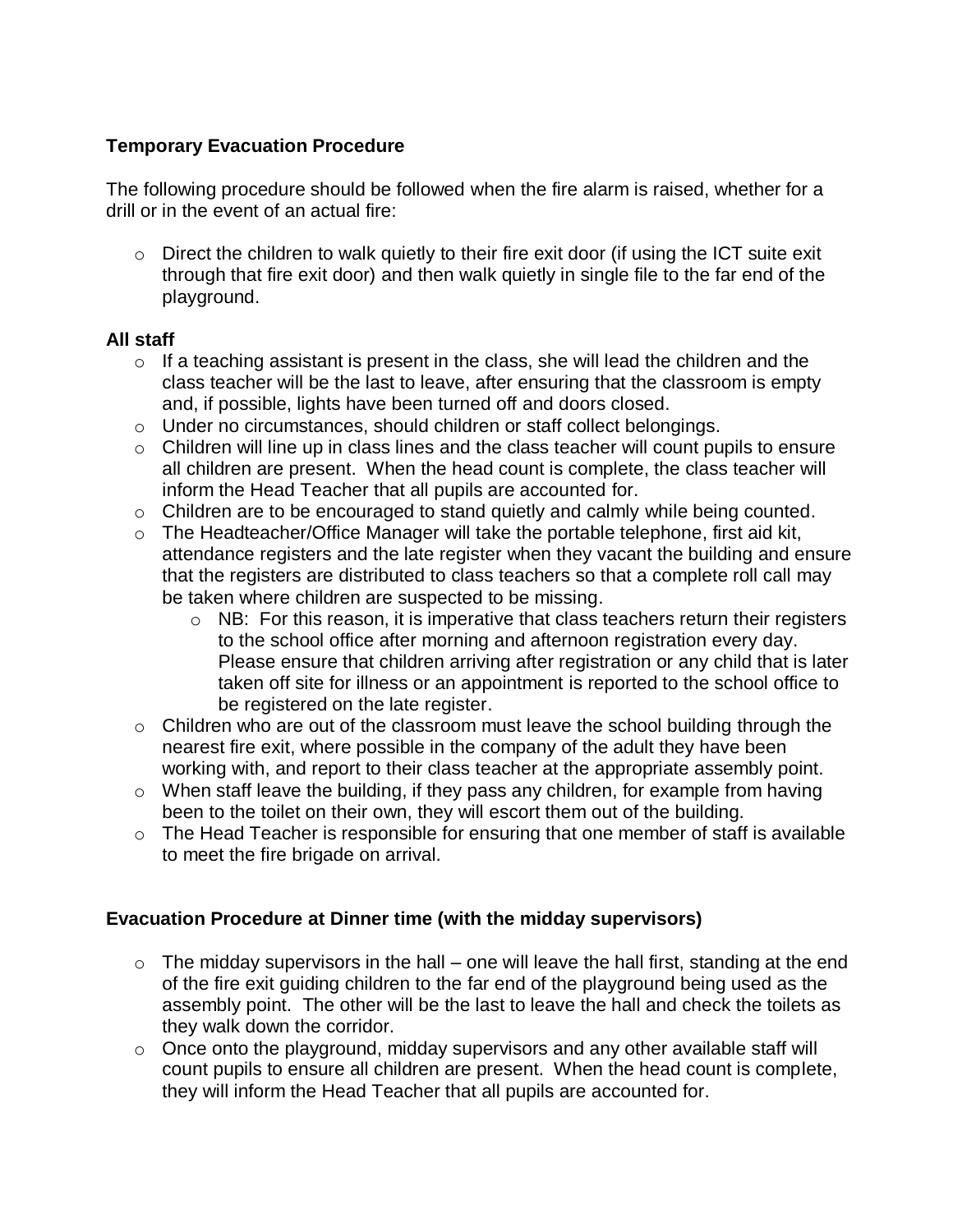**Temporary Evacuation Procedure**

The following procedure should be followed when the fire alarm is raised, whether for a drill or in the event of an actual fire:

- Direct the children to walk quietly to their fire exit door (if using the ICT suite exit through that fire exit door) and then walk quietly in single file to the far end of the playground.

**All staff**

- If a teaching assistant is present in the class, she will lead the children and the class teacher will be the last to leave, after ensuring that the classroom is empty and, if possible, lights have been turned off and doors closed.
- Under no circumstances, should children or staff collect belongings.
- Children will line up in class lines and the class teacher will count pupils to ensure all children are present. When the head count is complete, the class teacher will inform the Head Teacher that all pupils are accounted for.
- Children are to be encouraged to stand quietly and calmly while being counted.
- The Headteacher/Office Manager will take the portable telephone, first aid kit, attendance registers and the late register when they vacant the building and ensure that the registers are distributed to class teachers so that a complete roll call may be taken where children are suspected to be missing.
  - NB: For this reason, it is imperative that class teachers return their registers to the school office after morning and afternoon registration every day. Please ensure that children arriving after registration or any child that is later taken off site for illness or an appointment is reported to the school office to be registered on the late register.
- Children who are out of the classroom must leave the school building through the nearest fire exit, where possible in the company of the adult they have been working with, and report to their class teacher at the appropriate assembly point.
- When staff leave the building, if they pass any children, for example from having been to the toilet on their own, they will escort them out of the building.
- The Head Teacher is responsible for ensuring that one member of staff is available to meet the fire brigade on arrival.

**Evacuation Procedure at Dinner time (with the midday supervisors)**

- The midday supervisors in the hall – one will leave the hall first, standing at the end of the fire exit guiding children to the far end of the playground being used as the assembly point. The other will be the last to leave the hall and check the toilets as they walk down the corridor.
- Once onto the playground, midday supervisors and any other available staff will count pupils to ensure all children are present. When the head count is complete, they will inform the Head Teacher that all pupils are accounted for.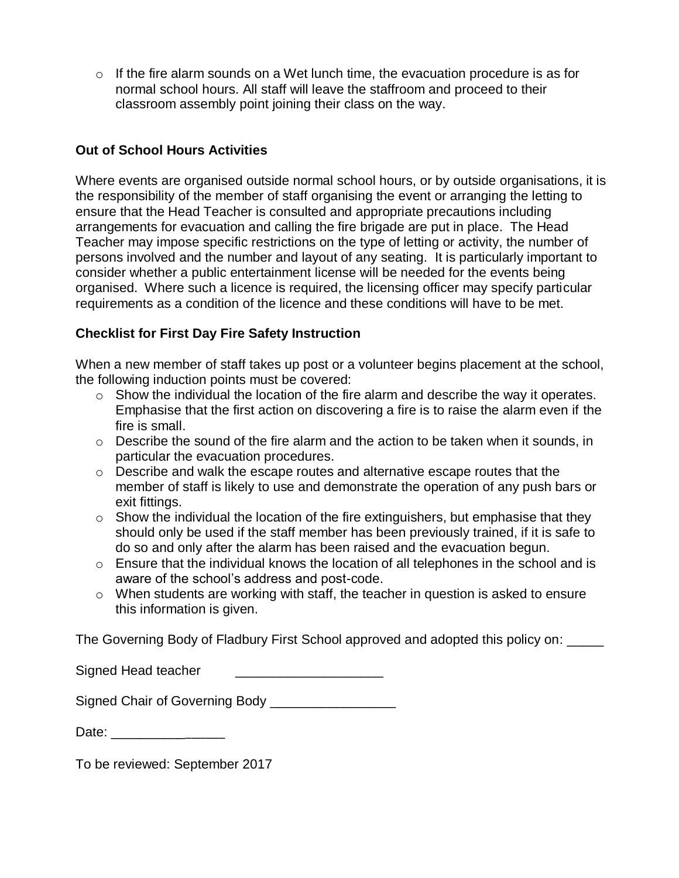- If the fire alarm sounds on a Wet lunch time, the evacuation procedure is as for normal school hours. All staff will leave the staffroom and proceed to their classroom assembly point joining their class on the way.

**Out of School Hours Activities**

Where events are organised outside normal school hours, or by outside organisations, it is the responsibility of the member of staff organising the event or arranging the letting to ensure that the Head Teacher is consulted and appropriate precautions including arrangements for evacuation and calling the fire brigade are put in place. The Head Teacher may impose specific restrictions on the type of letting or activity, the number of persons involved and the number and layout of any seating. It is particularly important to consider whether a public entertainment license will be needed for the events being organised. Where such a licence is required, the licensing officer may specify particular requirements as a condition of the licence and these conditions will have to be met.

**Checklist for First Day Fire Safety Instruction**

When a new member of staff takes up post or a volunteer begins placement at the school, the following induction points must be covered:

- Show the individual the location of the fire alarm and describe the way it operates. Emphasise that the first action on discovering a fire is to raise the alarm even if the fire is small.
- Describe the sound of the fire alarm and the action to be taken when it sounds, in particular the evacuation procedures.
- Describe and walk the escape routes and alternative escape routes that the member of staff is likely to use and demonstrate the operation of any push bars or exit fittings.
- Show the individual the location of the fire extinguishers, but emphasise that they should only be used if the staff member has been previously trained, if it is safe to do so and only after the alarm has been raised and the evacuation begun.
- Ensure that the individual knows the location of all telephones in the school and is aware of the school's address and post-code.
- When students are working with staff, the teacher in question is asked to ensure this information is given.

The Governing Body of Fladbury First School approved and adopted this policy on: _____

Signed Head teacher ____________________

Signed Chair of Governing Body _________________

Date: _______________

To be reviewed: September 2017